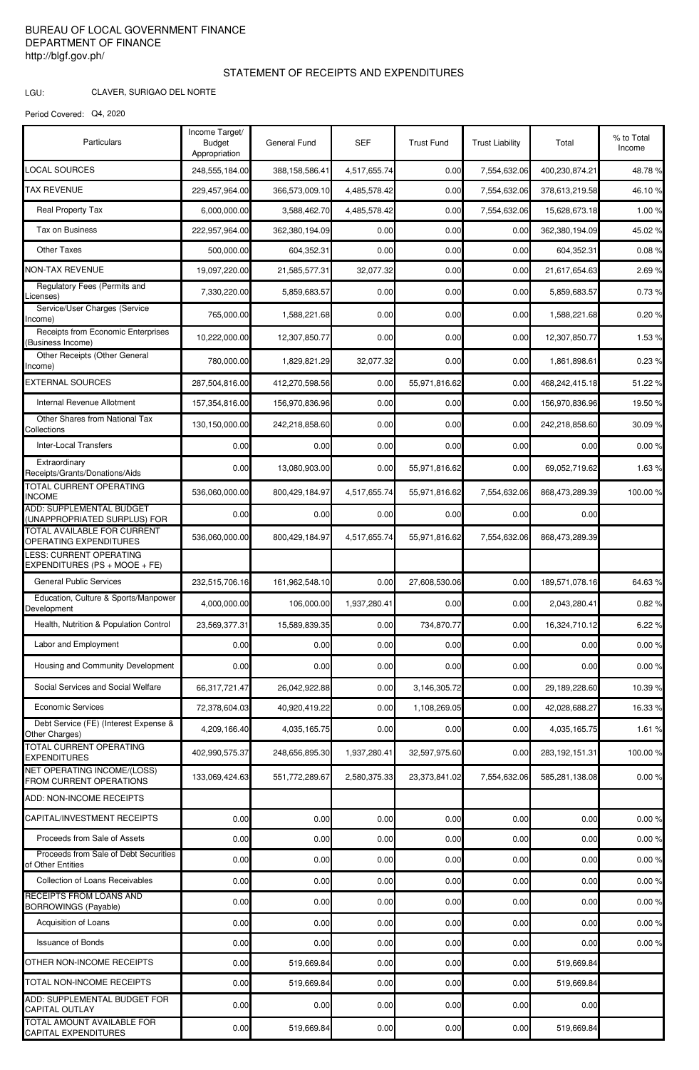BUREAU OF LOCAL GOVERNMENT FINANCE
DEPARTMENT OF FINANCE
http://blgf.gov.ph/

# STATEMENT OF RECEIPTS AND EXPENDITURES

LGU: CLAVER, SURIGAO DEL NORTE

Period Covered: Q4, 2020

| Particulars | Income Target/ Budget Appropriation | General Fund | SEF | Trust Fund | Trust Liability | Total | % to Total Income |
|---|---|---|---|---|---|---|---|
| LOCAL SOURCES | 248,555,184.00 | 388,158,586.41 | 4,517,655.74 | 0.00 | 7,554,632.06 | 400,230,874.21 | 48.78 % |
| TAX REVENUE | 229,457,964.00 | 366,573,009.10 | 4,485,578.42 | 0.00 | 7,554,632.06 | 378,613,219.58 | 46.10 % |
| Real Property Tax | 6,000,000.00 | 3,588,462.70 | 4,485,578.42 | 0.00 | 7,554,632.06 | 15,628,673.18 | 1.00 % |
| Tax on Business | 222,957,964.00 | 362,380,194.09 | 0.00 | 0.00 | 0.00 | 362,380,194.09 | 45.02 % |
| Other Taxes | 500,000.00 | 604,352.31 | 0.00 | 0.00 | 0.00 | 604,352.31 | 0.08 % |
| NON-TAX REVENUE | 19,097,220.00 | 21,585,577.31 | 32,077.32 | 0.00 | 0.00 | 21,617,654.63 | 2.69 % |
| Regulatory Fees (Permits and Licenses) | 7,330,220.00 | 5,859,683.57 | 0.00 | 0.00 | 0.00 | 5,859,683.57 | 0.73 % |
| Service/User Charges (Service Income) | 765,000.00 | 1,588,221.68 | 0.00 | 0.00 | 0.00 | 1,588,221.68 | 0.20 % |
| Receipts from Economic Enterprises (Business Income) | 10,222,000.00 | 12,307,850.77 | 0.00 | 0.00 | 0.00 | 12,307,850.77 | 1.53 % |
| Other Receipts (Other General Income) | 780,000.00 | 1,829,821.29 | 32,077.32 | 0.00 | 0.00 | 1,861,898.61 | 0.23 % |
| EXTERNAL SOURCES | 287,504,816.00 | 412,270,598.56 | 0.00 | 55,971,816.62 | 0.00 | 468,242,415.18 | 51.22 % |
| Internal Revenue Allotment | 157,354,816.00 | 156,970,836.96 | 0.00 | 0.00 | 0.00 | 156,970,836.96 | 19.50 % |
| Other Shares from National Tax Collections | 130,150,000.00 | 242,218,858.60 | 0.00 | 0.00 | 0.00 | 242,218,858.60 | 30.09 % |
| Inter-Local Transfers | 0.00 | 0.00 | 0.00 | 0.00 | 0.00 | 0.00 | 0.00 % |
| Extraordinary Receipts/Grants/Donations/Aids | 0.00 | 13,080,903.00 | 0.00 | 55,971,816.62 | 0.00 | 69,052,719.62 | 1.63 % |
| TOTAL CURRENT OPERATING INCOME | 536,060,000.00 | 800,429,184.97 | 4,517,655.74 | 55,971,816.62 | 7,554,632.06 | 868,473,289.39 | 100.00 % |
| ADD: SUPPLEMENTAL BUDGET (UNAPPROPRIATED SURPLUS) FOR | 0.00 | 0.00 | 0.00 | 0.00 | 0.00 | 0.00 | |
| TOTAL AVAILABLE FOR CURRENT OPERATING EXPENDITURES | 536,060,000.00 | 800,429,184.97 | 4,517,655.74 | 55,971,816.62 | 7,554,632.06 | 868,473,289.39 | |
| LESS: CURRENT OPERATING EXPENDITURES (PS + MOOE + FE) | | | | | | | |
| General Public Services | 232,515,706.16 | 161,962,548.10 | 0.00 | 27,608,530.06 | 0.00 | 189,571,078.16 | 64.63 % |
| Education, Culture & Sports/Manpower Development | 4,000,000.00 | 106,000.00 | 1,937,280.41 | 0.00 | 0.00 | 2,043,280.41 | 0.82 % |
| Health, Nutrition & Population Control | 23,569,377.31 | 15,589,839.35 | 0.00 | 734,870.77 | 0.00 | 16,324,710.12 | 6.22 % |
| Labor and Employment | 0.00 | 0.00 | 0.00 | 0.00 | 0.00 | 0.00 | 0.00 % |
| Housing and Community Development | 0.00 | 0.00 | 0.00 | 0.00 | 0.00 | 0.00 | 0.00 % |
| Social Services and Social Welfare | 66,317,721.47 | 26,042,922.88 | 0.00 | 3,146,305.72 | 0.00 | 29,189,228.60 | 10.39 % |
| Economic Services | 72,378,604.03 | 40,920,419.22 | 0.00 | 1,108,269.05 | 0.00 | 42,028,688.27 | 16.33 % |
| Debt Service (FE) (Interest Expense & Other Charges) | 4,209,166.40 | 4,035,165.75 | 0.00 | 0.00 | 0.00 | 4,035,165.75 | 1.61 % |
| TOTAL CURRENT OPERATING EXPENDITURES | 402,990,575.37 | 248,656,895.30 | 1,937,280.41 | 32,597,975.60 | 0.00 | 283,192,151.31 | 100.00 % |
| NET OPERATING INCOME/(LOSS) FROM CURRENT OPERATIONS | 133,069,424.63 | 551,772,289.67 | 2,580,375.33 | 23,373,841.02 | 7,554,632.06 | 585,281,138.08 | 0.00 % |
| ADD: NON-INCOME RECEIPTS | | | | | | | |
| CAPITAL/INVESTMENT RECEIPTS | 0.00 | 0.00 | 0.00 | 0.00 | 0.00 | 0.00 | 0.00 % |
| Proceeds from Sale of Assets | 0.00 | 0.00 | 0.00 | 0.00 | 0.00 | 0.00 | 0.00 % |
| Proceeds from Sale of Debt Securities of Other Entities | 0.00 | 0.00 | 0.00 | 0.00 | 0.00 | 0.00 | 0.00 % |
| Collection of Loans Receivables | 0.00 | 0.00 | 0.00 | 0.00 | 0.00 | 0.00 | 0.00 % |
| RECEIPTS FROM LOANS AND BORROWINGS (Payable) | 0.00 | 0.00 | 0.00 | 0.00 | 0.00 | 0.00 | 0.00 % |
| Acquisition of Loans | 0.00 | 0.00 | 0.00 | 0.00 | 0.00 | 0.00 | 0.00 % |
| Issuance of Bonds | 0.00 | 0.00 | 0.00 | 0.00 | 0.00 | 0.00 | 0.00 % |
| OTHER NON-INCOME RECEIPTS | 0.00 | 519,669.84 | 0.00 | 0.00 | 0.00 | 519,669.84 | |
| TOTAL NON-INCOME RECEIPTS | 0.00 | 519,669.84 | 0.00 | 0.00 | 0.00 | 519,669.84 | |
| ADD: SUPPLEMENTAL BUDGET FOR CAPITAL OUTLAY | 0.00 | 0.00 | 0.00 | 0.00 | 0.00 | 0.00 | |
| TOTAL AMOUNT AVAILABLE FOR CAPITAL EXPENDITURES | 0.00 | 519,669.84 | 0.00 | 0.00 | 0.00 | 519,669.84 | |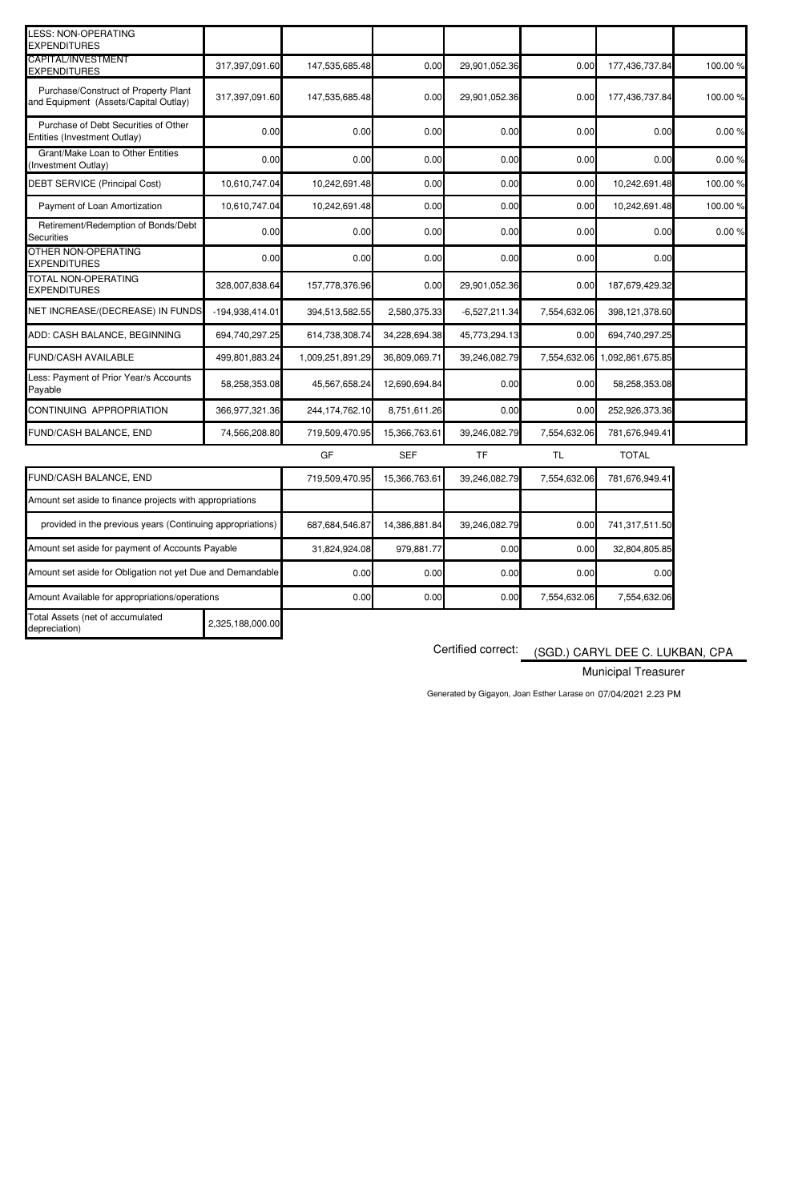| | | | | | | | |
|---|---|---|---|---|---|---|---|
| LESS: NON-OPERATING EXPENDITURES | | | | | | | |
| CAPITAL/INVESTMENT EXPENDITURES | 317,397,091.60 | 147,535,685.48 | 0.00 | 29,901,052.36 | 0.00 | 177,436,737.84 | 100.00 % |
| Purchase/Construct of Property Plant and Equipment (Assets/Capital Outlay) | 317,397,091.60 | 147,535,685.48 | 0.00 | 29,901,052.36 | 0.00 | 177,436,737.84 | 100.00 % |
| Purchase of Debt Securities of Other Entities (Investment Outlay) | 0.00 | 0.00 | 0.00 | 0.00 | 0.00 | 0.00 | 0.00 % |
| Grant/Make Loan to Other Entities (Investment Outlay) | 0.00 | 0.00 | 0.00 | 0.00 | 0.00 | 0.00 | 0.00 % |
| DEBT SERVICE (Principal Cost) | 10,610,747.04 | 10,242,691.48 | 0.00 | 0.00 | 0.00 | 10,242,691.48 | 100.00 % |
| Payment of Loan Amortization | 10,610,747.04 | 10,242,691.48 | 0.00 | 0.00 | 0.00 | 10,242,691.48 | 100.00 % |
| Retirement/Redemption of Bonds/Debt Securities | 0.00 | 0.00 | 0.00 | 0.00 | 0.00 | 0.00 | 0.00 % |
| OTHER NON-OPERATING EXPENDITURES | 0.00 | 0.00 | 0.00 | 0.00 | 0.00 | 0.00 | |
| TOTAL NON-OPERATING EXPENDITURES | 328,007,838.64 | 157,778,376.96 | 0.00 | 29,901,052.36 | 0.00 | 187,679,429.32 | |
| NET INCREASE/(DECREASE) IN FUNDS | -194,938,414.01 | 394,513,582.55 | 2,580,375.33 | -6,527,211.34 | 7,554,632.06 | 398,121,378.60 | |
| ADD: CASH BALANCE, BEGINNING | 694,740,297.25 | 614,738,308.74 | 34,228,694.38 | 45,773,294.13 | 0.00 | 694,740,297.25 | |
| FUND/CASH AVAILABLE | 499,801,883.24 | 1,009,251,891.29 | 36,809,069.71 | 39,246,082.79 | 7,554,632.06 | 1,092,861,675.85 | |
| Less: Payment of Prior Year/s Accounts Payable | 58,258,353.08 | 45,567,658.24 | 12,690,694.84 | 0.00 | 0.00 | 58,258,353.08 | |
| CONTINUING APPROPRIATION | 366,977,321.36 | 244,174,762.10 | 8,751,611.26 | 0.00 | 0.00 | 252,926,373.36 | |
| FUND/CASH BALANCE, END | 74,566,208.80 | 719,509,470.95 | 15,366,763.61 | 39,246,082.79 | 7,554,632.06 | 781,676,949.41 | |

| | GF | SEF | TF | TL | TOTAL |
|---|---|---|---|---|---|
| FUND/CASH BALANCE, END | 719,509,470.95 | 15,366,763.61 | 39,246,082.79 | 7,554,632.06 | 781,676,949.41 |
| Amount set aside to finance projects with appropriations | | | | | |
| provided in the previous years (Continuing appropriations) | 687,684,546.87 | 14,386,881.84 | 39,246,082.79 | 0.00 | 741,317,511.50 |
| Amount set aside for payment of Accounts Payable | 31,824,924.08 | 979,881.77 | 0.00 | 0.00 | 32,804,805.85 |
| Amount set aside for Obligation not yet Due and Demandable | 0.00 | 0.00 | 0.00 | 0.00 | 0.00 |
| Amount Available for appropriations/operations | 0.00 | 0.00 | 0.00 | 7,554,632.06 | 7,554,632.06 |

| | |
|---|---|
| Total Assets (net of accumulated depreciation) | 2,325,188,000.00 |

Certified correct: (SGD.) CARYL DEE C. LUKBAN, CPA

Municipal Treasurer

Generated by Gigayon, Joan Esther Larase on 07/04/2021 2.23 PM